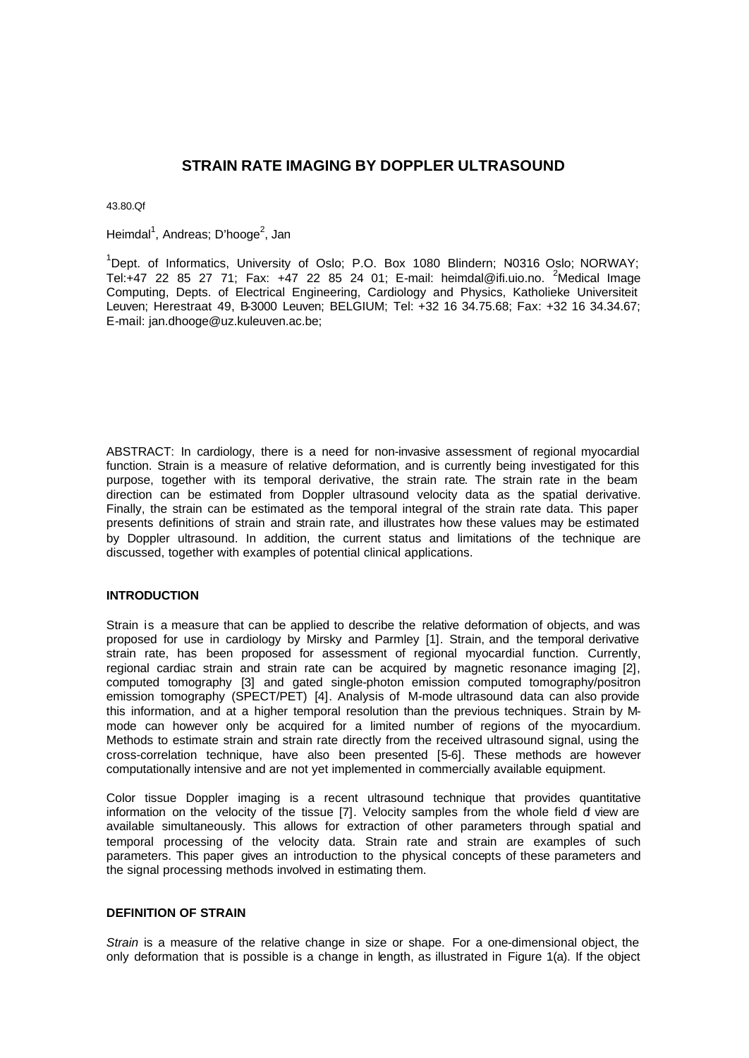# STRAIN RATE IMAGING BY DOPPLER ULTRASOUND

43.80.Qf

Heimdal[1], Andreas; D'hooge[2], Jan

[1]Dept. of Informatics, University of Oslo; P.O. Box 1080 Blindern; N-0316 Oslo; NORWAY; Tel:+47 22 85 27 71; Fax: +47 22 85 24 01; E-mail: heimdal@ifi.uio.no. [2]Medical Image Computing, Depts. of Electrical Engineering, Cardiology and Physics, Katholieke Universiteit Leuven; Herestraat 49, B-3000 Leuven; BELGIUM; Tel: +32 16 34.75.68; Fax: +32 16 34.34.67; E-mail: jan.dhooge@uz.kuleuven.ac.be;

ABSTRACT: In cardiology, there is a need for non-invasive assessment of regional myocardial function. Strain is a measure of relative deformation, and is currently being investigated for this purpose, together with its temporal derivative, the strain rate. The strain rate in the beam direction can be estimated from Doppler ultrasound velocity data as the spatial derivative. Finally, the strain can be estimated as the temporal integral of the strain rate data. This paper presents definitions of strain and strain rate, and illustrates how these values may be estimated by Doppler ultrasound. In addition, the current status and limitations of the technique are discussed, together with examples of potential clinical applications.

## INTRODUCTION

Strain is a measure that can be applied to describe the relative deformation of objects, and was proposed for use in cardiology by Mirsky and Parmley [1]. Strain, and the temporal derivative strain rate, has been proposed for assessment of regional myocardial function. Currently, regional cardiac strain and strain rate can be acquired by magnetic resonance imaging [2], computed tomography [3] and gated single-photon emission computed tomography/positron emission tomography (SPECT/PET) [4]. Analysis of M-mode ultrasound data can also provide this information, and at a higher temporal resolution than the previous techniques. Strain by M-mode can however only be acquired for a limited number of regions of the myocardium. Methods to estimate strain and strain rate directly from the received ultrasound signal, using the cross-correlation technique, have also been presented [5-6]. These methods are however computationally intensive and are not yet implemented in commercially available equipment.

Color tissue Doppler imaging is a recent ultrasound technique that provides quantitative information on the velocity of the tissue [7]. Velocity samples from the whole field of view are available simultaneously. This allows for extraction of other parameters through spatial and temporal processing of the velocity data. Strain rate and strain are examples of such parameters. This paper gives an introduction to the physical concepts of these parameters and the signal processing methods involved in estimating them.

## DEFINITION OF STRAIN

*Strain* is a measure of the relative change in size or shape. For a one-dimensional object, the only deformation that is possible is a change in length, as illustrated in Figure 1(a). If the object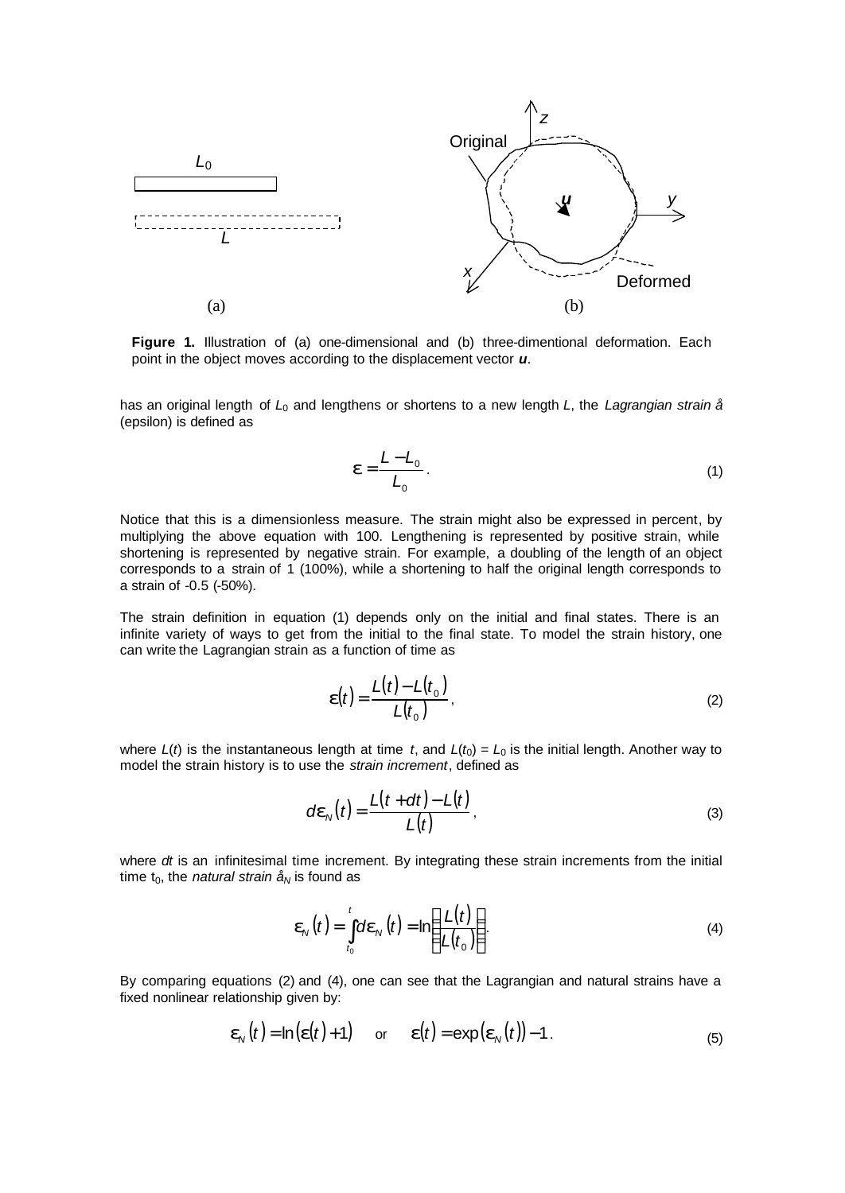(a) (b)

**Figure 1.** Illustration of (a) one-dimensional and (b) three-dimentional deformation. Each point in the object moves according to the displacement vector ***u***.

has an original length of $L_0$ and lengthens or shortens to a new length $L$, the *Lagrangian strain* $\varepsilon$ (epsilon) is defined as

$$\varepsilon = \frac{L - L_0}{L_0}. \tag{1}$$

Notice that this is a dimensionless measure. The strain might also be expressed in percent, by multiplying the above equation with 100. Lengthening is represented by positive strain, while shortening is represented by negative strain. For example, a doubling of the length of an object corresponds to a strain of 1 (100%), while a shortening to half the original length corresponds to a strain of -0.5 (-50%).

The strain definition in equation (1) depends only on the initial and final states. There is an infinite variety of ways to get from the initial to the final state. To model the strain history, one can write the Lagrangian strain as a function of time as

$$\varepsilon(t) = \frac{L(t) - L(t_0)}{L(t_0)}, \tag{2}$$

where $L(t)$ is the instantaneous length at time $t$, and $L(t_0) = L_0$ is the initial length. Another way to model the strain history is to use the *strain increment*, defined as

$$d\varepsilon_N(t) = \frac{L(t + dt) - L(t)}{L(t)}, \tag{3}$$

where $dt$ is an infinitesimal time increment. By integrating these strain increments from the initial time $t_0$, the *natural strain* $\varepsilon_N$ is found as

$$\varepsilon_N(t) = \int_{t_0}^{t} d\varepsilon_N(t) = \ln\left(\frac{L(t)}{L(t_0)}\right). \tag{4}$$

By comparing equations (2) and (4), one can see that the Lagrangian and natural strains have a fixed nonlinear relationship given by:

$$\varepsilon_N(t) = \ln(\varepsilon(t) + 1) \quad \text{or} \quad \varepsilon(t) = \exp(\varepsilon_N(t)) - 1. \tag{5}$$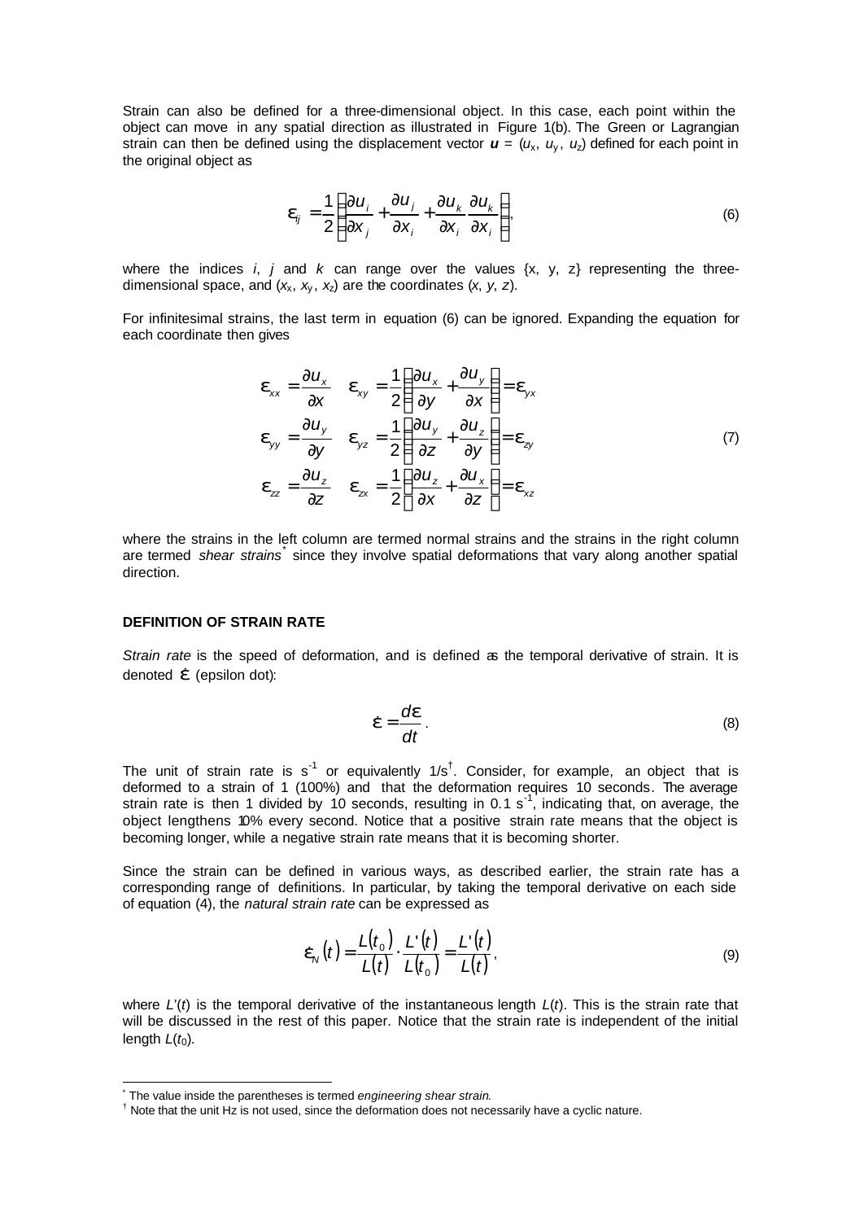Strain can also be defined for a three-dimensional object. In this case, each point within the object can move in any spatial direction as illustrated in Figure 1(b). The Green or Lagrangian strain can then be defined using the displacement vector $\boldsymbol{u} = (u_x, u_y, u_z)$ defined for each point in the original object as

$$\varepsilon_{ij} = \frac{1}{2}\left(\frac{\partial u_i}{\partial x_j} + \frac{\partial u_j}{\partial x_i} + \frac{\partial u_k}{\partial x_i}\frac{\partial u_k}{\partial x_i}\right), \tag{6}$$

where the indices $i$, $j$ and $k$ can range over the values {x, y, z} representing the three-dimensional space, and $(x_x, x_y, x_z)$ are the coordinates $(x, y, z)$.

For infinitesimal strains, the last term in equation (6) can be ignored. Expanding the equation for each coordinate then gives

$$\begin{aligned}
\varepsilon_{xx} &= \frac{\partial u_x}{\partial x} & \varepsilon_{xy} &= \frac{1}{2}\left(\frac{\partial u_x}{\partial y} + \frac{\partial u_y}{\partial x}\right) = \varepsilon_{yx} \\
\varepsilon_{yy} &= \frac{\partial u_y}{\partial y} & \varepsilon_{yz} &= \frac{1}{2}\left(\frac{\partial u_y}{\partial z} + \frac{\partial u_z}{\partial y}\right) = \varepsilon_{zy} \\
\varepsilon_{zz} &= \frac{\partial u_z}{\partial z} & \varepsilon_{zx} &= \frac{1}{2}\left(\frac{\partial u_z}{\partial x} + \frac{\partial u_x}{\partial z}\right) = \varepsilon_{xz}
\end{aligned} \tag{7}$$

where the strains in the left column are termed normal strains and the strains in the right column are termed *shear strains*[*] since they involve spatial deformations that vary along another spatial direction.

#### DEFINITION OF STRAIN RATE

*Strain rate* is the speed of deformation, and is defined as the temporal derivative of strain. It is denoted $\dot{\varepsilon}$ (epsilon dot):

$$\dot{\varepsilon} = \frac{d\varepsilon}{dt}. \tag{8}$$

The unit of strain rate is $s^{-1}$ or equivalently $1/s$[†]. Consider, for example, an object that is deformed to a strain of 1 (100%) and that the deformation requires 10 seconds. The average strain rate is then 1 divided by 10 seconds, resulting in 0.1 $s^{-1}$, indicating that, on average, the object lengthens 10% every second. Notice that a positive strain rate means that the object is becoming longer, while a negative strain rate means that it is becoming shorter.

Since the strain can be defined in various ways, as described earlier, the strain rate has a corresponding range of definitions. In particular, by taking the temporal derivative on each side of equation (4), the *natural strain rate* can be expressed as

$$\dot{\varepsilon}_N(t) = \frac{L(t_0)}{L(t)} \cdot \frac{L'(t)}{L(t_0)} = \frac{L'(t)}{L(t)}, \tag{9}$$

where $L'(t)$ is the temporal derivative of the instantaneous length $L(t)$. This is the strain rate that will be discussed in the rest of this paper. Notice that the strain rate is independent of the initial length $L(t_0)$.

---

[*] The value inside the parentheses is termed *engineering shear strain*.

[†] Note that the unit Hz is not used, since the deformation does not necessarily have a cyclic nature.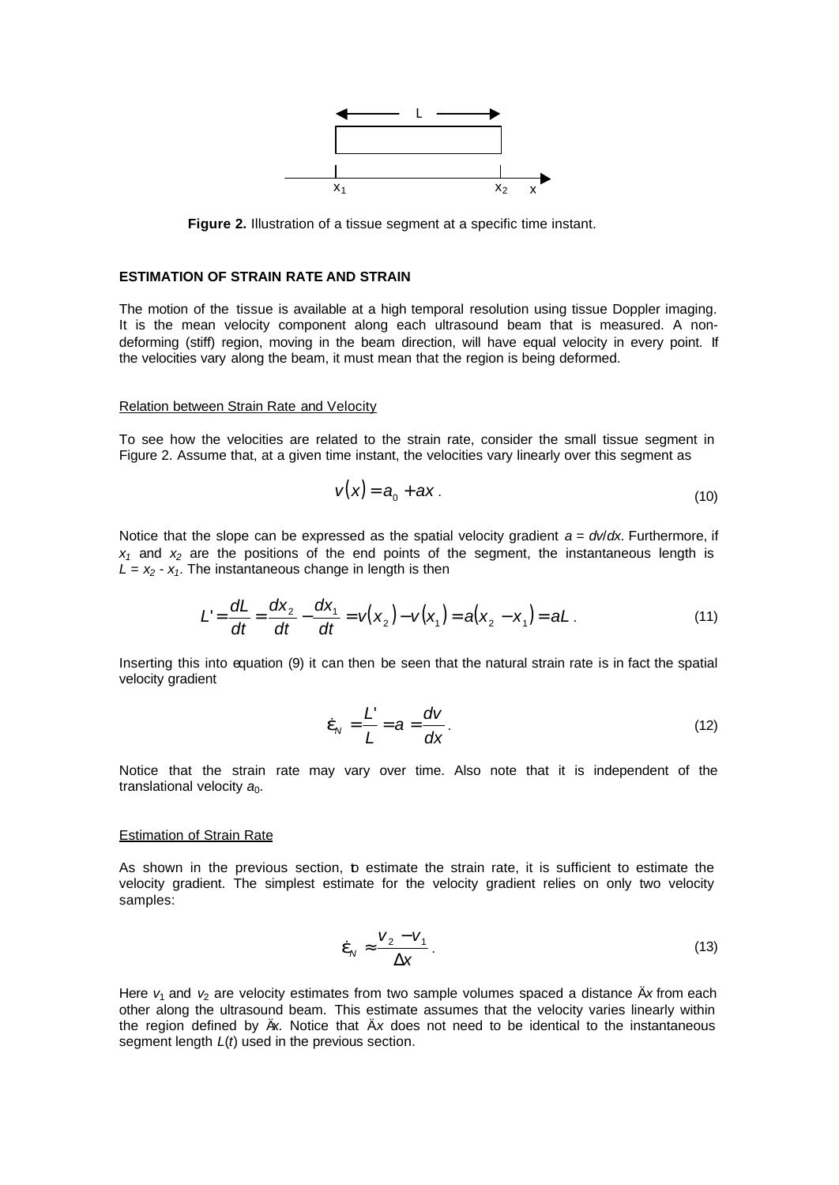Figure 2. Illustration of a tissue segment at a specific time instant.

### ESTIMATION OF STRAIN RATE AND STRAIN

The motion of the tissue is available at a high temporal resolution using tissue Doppler imaging. It is the mean velocity component along each ultrasound beam that is measured. A non-deforming (stiff) region, moving in the beam direction, will have equal velocity in every point. If the velocities vary along the beam, it must mean that the region is being deformed.

#### Relation between Strain Rate and Velocity

To see how the velocities are related to the strain rate, consider the small tissue segment in Figure 2. Assume that, at a given time instant, the velocities vary linearly over this segment as

$$v(x) = a_0 + ax \,. \tag{10}$$

Notice that the slope can be expressed as the spatial velocity gradient $a = dv/dx$. Furthermore, if $x_1$ and $x_2$ are the positions of the end points of the segment, the instantaneous length is $L = x_2 - x_1$. The instantaneous change in length is then

$$L' = \frac{dL}{dt} = \frac{dx_2}{dt} - \frac{dx_1}{dt} = v(x_2) - v(x_1) = a(x_2 - x_1) = aL \,. \tag{11}$$

Inserting this into equation (9) it can then be seen that the natural strain rate is in fact the spatial velocity gradient

$$\dot{\varepsilon}_N = \frac{L'}{L} = a = \frac{dv}{dx} \,. \tag{12}$$

Notice that the strain rate may vary over time. Also note that it is independent of the translational velocity $a_0$.

#### Estimation of Strain Rate

As shown in the previous section, to estimate the strain rate, it is sufficient to estimate the velocity gradient. The simplest estimate for the velocity gradient relies on only two velocity samples:

$$\dot{\varepsilon}_N \approx \frac{v_2 - v_1}{\Delta x} \,. \tag{13}$$

Here $v_1$ and $v_2$ are velocity estimates from two sample volumes spaced a distance $\Delta x$ from each other along the ultrasound beam. This estimate assumes that the velocity varies linearly within the region defined by $\Delta x$. Notice that $\Delta x$ does not need to be identical to the instantaneous segment length $L(t)$ used in the previous section.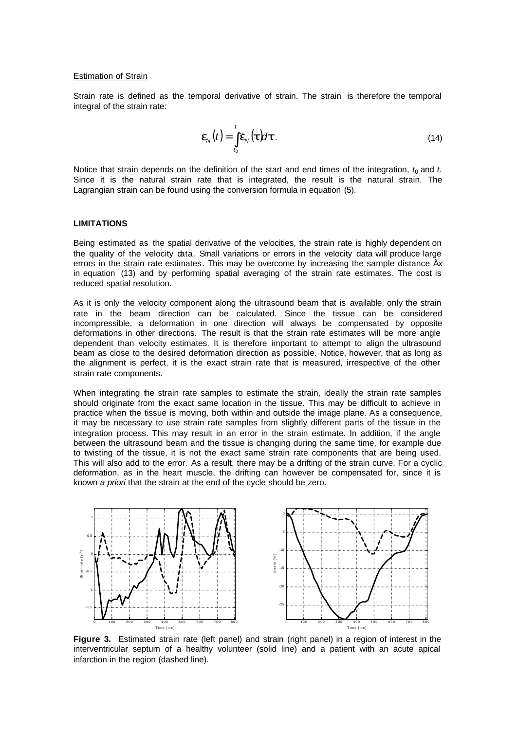Estimation of Strain

Strain rate is defined as the temporal derivative of strain. The strain is therefore the temporal integral of the strain rate:

$$\varepsilon_N(t) = \int_{t_0}^{t} \dot{\varepsilon}_N(\tau)d\tau. \tag{14}$$

Notice that strain depends on the definition of the start and end times of the integration, $t_0$ and $t$. Since it is the natural strain rate that is integrated, the result is the natural strain. The Lagrangian strain can be found using the conversion formula in equation (5).

## LIMITATIONS

Being estimated as the spatial derivative of the velocities, the strain rate is highly dependent on the quality of the velocity data. Small variations or errors in the velocity data will produce large errors in the strain rate estimates. This may be overcome by increasing the sample distance $\Delta x$ in equation (13) and by performing spatial averaging of the strain rate estimates. The cost is reduced spatial resolution.

As it is only the velocity component along the ultrasound beam that is available, only the strain rate in the beam direction can be calculated. Since the tissue can be considered incompressible, a deformation in one direction will always be compensated by opposite deformations in other directions. The result is that the strain rate estimates will be more angle dependent than velocity estimates. It is therefore important to attempt to align the ultrasound beam as close to the desired deformation direction as possible. Notice, however, that as long as the alignment is perfect, it is the exact strain rate that is measured, irrespective of the other strain rate components.

When integrating the strain rate samples to estimate the strain, ideally the strain rate samples should originate from the exact same location in the tissue. This may be difficult to achieve in practice when the tissue is moving, both within and outside the image plane. As a consequence, it may be necessary to use strain rate samples from slightly different parts of the tissue in the integration process. This may result in an error in the strain estimate. In addition, if the angle between the ultrasound beam and the tissue is changing during the same time, for example due to twisting of the tissue, it is not the exact same strain rate components that are being used. This will also add to the error. As a result, there may be a drifting of the strain curve. For a cyclic deformation, as in the heart muscle, the drifting can however be compensated for, since it is known *a priori* that the strain at the end of the cycle should be zero.

**Figure 3.** Estimated strain rate (left panel) and strain (right panel) in a region of interest in the interventricular septum of a healthy volunteer (solid line) and a patient with an acute apical infarction in the region (dashed line).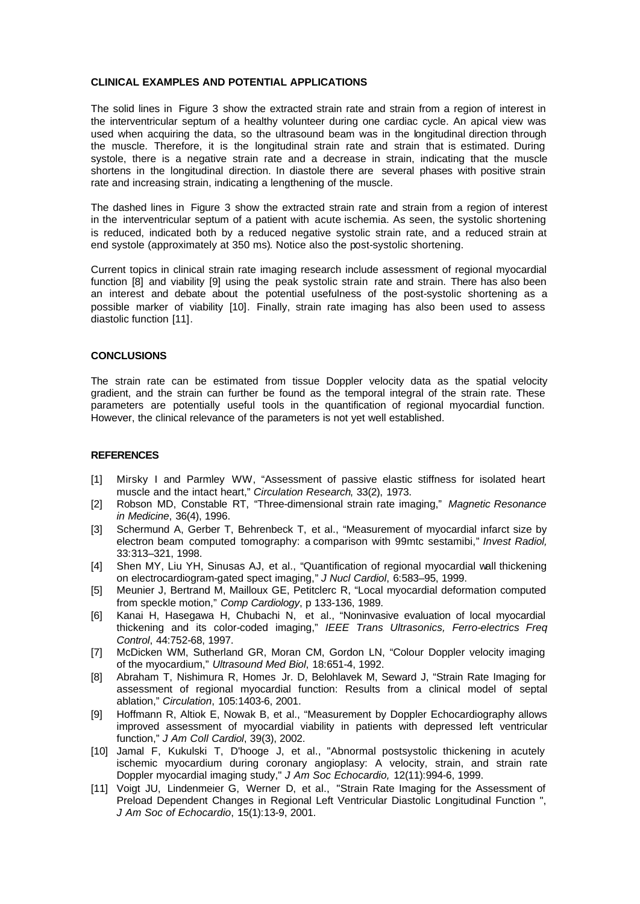## CLINICAL EXAMPLES AND POTENTIAL APPLICATIONS

The solid lines in Figure 3 show the extracted strain rate and strain from a region of interest in the interventricular septum of a healthy volunteer during one cardiac cycle. An apical view was used when acquiring the data, so the ultrasound beam was in the longitudinal direction through the muscle. Therefore, it is the longitudinal strain rate and strain that is estimated. During systole, there is a negative strain rate and a decrease in strain, indicating that the muscle shortens in the longitudinal direction. In diastole there are several phases with positive strain rate and increasing strain, indicating a lengthening of the muscle.

The dashed lines in Figure 3 show the extracted strain rate and strain from a region of interest in the interventricular septum of a patient with acute ischemia. As seen, the systolic shortening is reduced, indicated both by a reduced negative systolic strain rate, and a reduced strain at end systole (approximately at 350 ms). Notice also the post-systolic shortening.

Current topics in clinical strain rate imaging research include assessment of regional myocardial function [8] and viability [9] using the peak systolic strain rate and strain. There has also been an interest and debate about the potential usefulness of the post-systolic shortening as a possible marker of viability [10]. Finally, strain rate imaging has also been used to assess diastolic function [11].

## CONCLUSIONS

The strain rate can be estimated from tissue Doppler velocity data as the spatial velocity gradient, and the strain can further be found as the temporal integral of the strain rate. These parameters are potentially useful tools in the quantification of regional myocardial function. However, the clinical relevance of the parameters is not yet well established.

## REFERENCES

[1] Mirsky I and Parmley WW, "Assessment of passive elastic stiffness for isolated heart muscle and the intact heart," *Circulation Research*, 33(2), 1973.

[2] Robson MD, Constable RT, "Three-dimensional strain rate imaging," *Magnetic Resonance in Medicine*, 36(4), 1996.

[3] Schermund A, Gerber T, Behrenbeck T, et al., "Measurement of myocardial infarct size by electron beam computed tomography: a comparison with 99mtc sestamibi," *Invest Radiol,* 33:313–321, 1998.

[4] Shen MY, Liu YH, Sinusas AJ, et al., "Quantification of regional myocardial wall thickening on electrocardiogram-gated spect imaging," *J Nucl Cardiol*, 6:583–95, 1999.

[5] Meunier J, Bertrand M, Mailloux GE, Petitclerc R, "Local myocardial deformation computed from speckle motion," *Comp Cardiology*, p 133-136, 1989.

[6] Kanai H, Hasegawa H, Chubachi N, et al., "Noninvasive evaluation of local myocardial thickening and its color-coded imaging," *IEEE Trans Ultrasonics, Ferro-electrics Freq Control*, 44:752-68, 1997.

[7] McDicken WM, Sutherland GR, Moran CM, Gordon LN, "Colour Doppler velocity imaging of the myocardium," *Ultrasound Med Biol*, 18:651-4, 1992.

[8] Abraham T, Nishimura R, Homes Jr. D, Belohlavek M, Seward J, "Strain Rate Imaging for assessment of regional myocardial function: Results from a clinical model of septal ablation," *Circulation*, 105:1403-6, 2001.

[9] Hoffmann R, Altiok E, Nowak B, et al., "Measurement by Doppler Echocardiography allows improved assessment of myocardial viability in patients with depressed left ventricular function," *J Am Coll Cardiol*, 39(3), 2002.

[10] Jamal F, Kukulski T, D'hooge J, et al., "Abnormal postsystolic thickening in acutely ischemic myocardium during coronary angioplasy: A velocity, strain, and strain rate Doppler myocardial imaging study," *J Am Soc Echocardio,* 12(11):994-6, 1999.

[11] Voigt JU, Lindenmeier G, Werner D, et al., "Strain Rate Imaging for the Assessment of Preload Dependent Changes in Regional Left Ventricular Diastolic Longitudinal Function ", *J Am Soc of Echocardio*, 15(1):13-9, 2001.